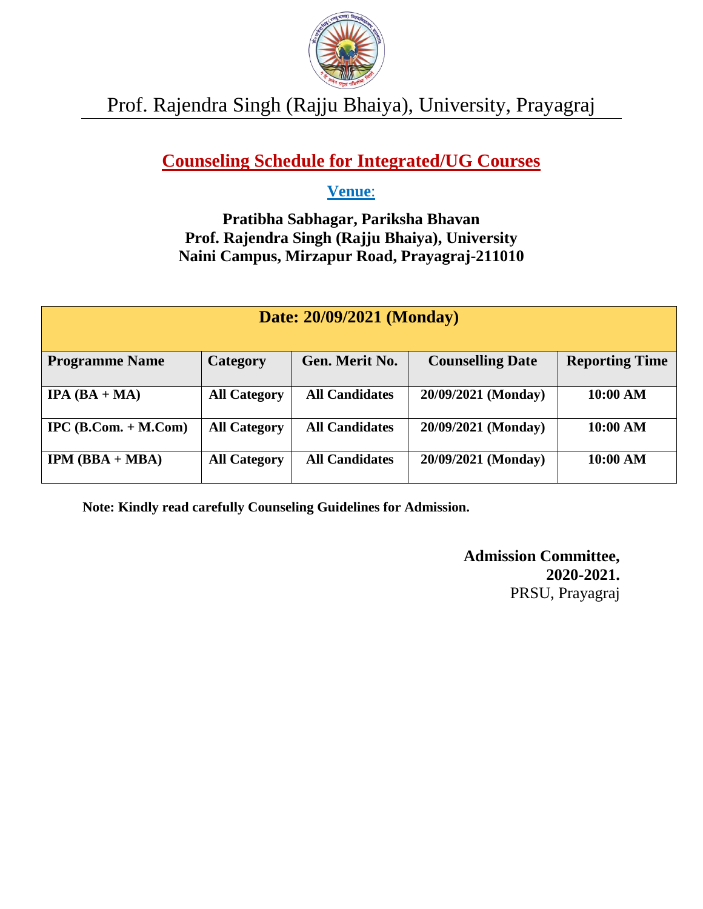# Prof. Rajendra Singh (Rajju Bhaiya), University, Prayagraj

## Counseling Schedule for Integrated/UG Courses

**Venue:**

**Pratibha Sabhagar, Pariksha Bhavan**
**Prof. Rajendra Singh (Rajju Bhaiya), University**
**Naini Campus, Mirzapur Road, Prayagraj-211010**

| Date: 20/09/2021 (Monday) | | | | |
|---|---|---|---|---|
| **Programme Name** | **Category** | **Gen. Merit No.** | **Counselling Date** | **Reporting Time** |
| **IPA (BA + MA)** | **All Category** | **All Candidates** | **20/09/2021 (Monday)** | **10:00 AM** |
| **IPC (B.Com. + M.Com)** | **All Category** | **All Candidates** | **20/09/2021 (Monday)** | **10:00 AM** |
| **IPM (BBA + MBA)** | **All Category** | **All Candidates** | **20/09/2021 (Monday)** | **10:00 AM** |

**Note: Kindly read carefully Counseling Guidelines for Admission.**

**Admission Committee,**
**2020-2021.**
PRSU, Prayagraj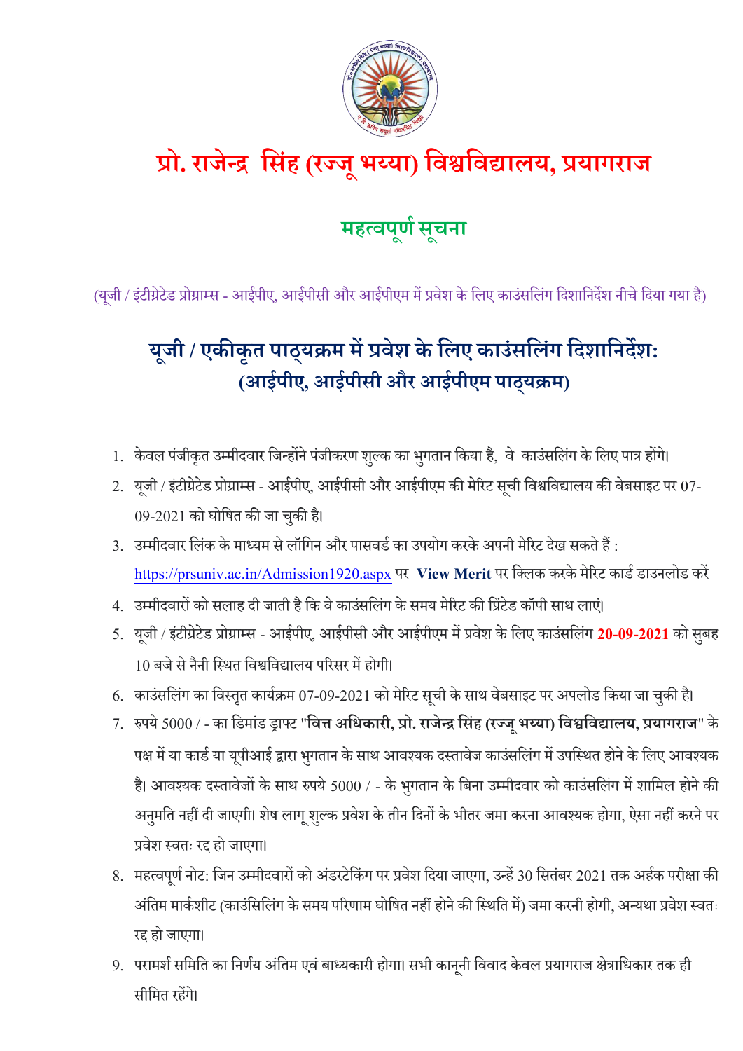# प्रो. राजेन्द्र सिंह (रज्जू भय्या) विश्वविद्यालय, प्रयागराज

## महत्वपूर्ण सूचना

(यूजी / इंटीग्रेटेड प्रोग्राम्स - आईपीए, आईपीसी और आईपीएम में प्रवेश के लिए काउंसलिंग दिशानिर्देश नीचे दिया गया है)

## यूजी / एकीकृत पाठ्यक्रम में प्रवेश के लिए काउंसलिंग दिशानिर्देश: (आईपीए, आईपीसी और आईपीएम पाठ्यक्रम)

1. केवल पंजीकृत उम्मीदवार जिन्होंने पंजीकरण शुल्क का भुगतान किया है, वे काउंसलिंग के लिए पात्र होंगे।
2. यूजी / इंटीग्रेटेड प्रोग्राम्स - आईपीए, आईपीसी और आईपीएम की मेरिट सूची विश्वविद्यालय की वेबसाइट पर 07-09-2021 को घोषित की जा चुकी है।
3. उम्मीदवार लिंक के माध्यम से लॉगिन और पासवर्ड का उपयोग करके अपनी मेरिट देख सकते हैं : https://prsuniv.ac.in/Admission1920.aspx पर **View Merit** पर क्लिक करके मेरिट कार्ड डाउनलोड करें
4. उम्मीदवारों को सलाह दी जाती है कि वे काउंसलिंग के समय मेरिट की प्रिंटेड कॉपी साथ लाएं।
5. यूजी / इंटीग्रेटेड प्रोग्राम्स - आईपीए, आईपीसी और आईपीएम में प्रवेश के लिए काउंसलिंग **20-09-2021** को सुबह 10 बजे से नैनी स्थित विश्वविद्यालय परिसर में होगी।
6. काउंसलिंग का विस्तृत कार्यक्रम 07-09-2021 को मेरिट सूची के साथ वेबसाइट पर अपलोड किया जा चुकी है।
7. रुपये 5000 / - का डिमांड ड्राफ्ट "**वित्त अधिकारी, प्रो. राजेन्द्र सिंह (रज्जू भय्या) विश्वविद्यालय, प्रयागराज**" के पक्ष में या कार्ड या यूपीआई द्वारा भुगतान के साथ आवश्यक दस्तावेज काउंसलिंग में उपस्थित होने के लिए आवश्यक है। आवश्यक दस्तावेजों के साथ रुपये 5000 / - के भुगतान के बिना उम्मीदवार को काउंसलिंग में शामिल होने की अनुमति नहीं दी जाएगी। शेष लागू शुल्क प्रवेश के तीन दिनों के भीतर जमा करना आवश्यक होगा, ऐसा नहीं करने पर प्रवेश स्वतः रद्द हो जाएगा।
8. महत्वपूर्ण नोट: जिन उम्मीदवारों को अंडरटेकिंग पर प्रवेश दिया जाएगा, उन्हें 30 सितंबर 2021 तक अर्हक परीक्षा की अंतिम मार्कशीट (काउंसिलिंग के समय परिणाम घोषित नहीं होने की स्थिति में) जमा करनी होगी, अन्यथा प्रवेश स्वतः रद्द हो जाएगा।
9. परामर्श समिति का निर्णय अंतिम एवं बाध्यकारी होगा। सभी कानूनी विवाद केवल प्रयागराज क्षेत्राधिकार तक ही सीमित रहेंगे।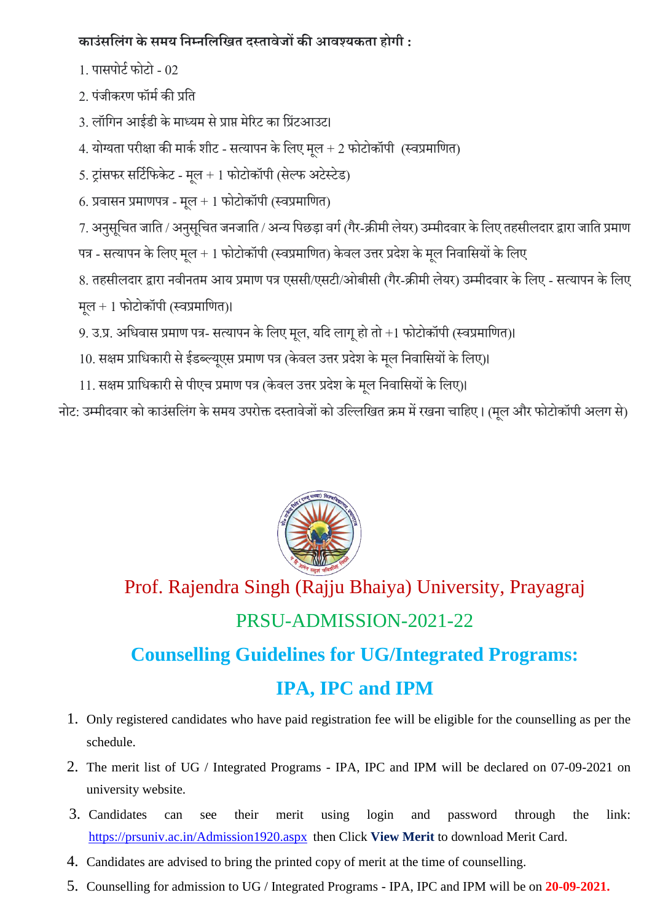**काउंसलिंग के समय निम्नलिखित दस्तावेजों की आवश्यकता होगी :**

1. पासपोर्ट फोटो - 02
2. पंजीकरण फॉर्म की प्रति
3. लॉगिन आईडी के माध्यम से प्राप्त मेरिट का प्रिंटआउट।
4. योग्यता परीक्षा की मार्क शीट - सत्यापन के लिए मूल + 2 फोटोकॉपी (स्वप्रमाणित)
5. ट्रांसफर सर्टिफिकेट - मूल + 1 फोटोकॉपी (सेल्फ अटेस्टेड)
6. प्रवासन प्रमाणपत्र - मूल + 1 फोटोकॉपी (स्वप्रमाणित)
7. अनुसूचित जाति / अनुसूचित जनजाति / अन्य पिछड़ा वर्ग (गैर-क्रीमी लेयर) उम्मीदवार के लिए तहसीलदार द्वारा जाति प्रमाण पत्र - सत्यापन के लिए मूल + 1 फोटोकॉपी (स्वप्रमाणित) केवल उत्तर प्रदेश के मूल निवासियों के लिए
8. तहसीलदार द्वारा नवीनतम आय प्रमाण पत्र एससी/एसटी/ओबीसी (गैर-क्रीमी लेयर) उम्मीदवार के लिए - सत्यापन के लिए मूल + 1 फोटोकॉपी (स्वप्रमाणित)।
9. उ.प्र. अधिवास प्रमाण पत्र- सत्यापन के लिए मूल, यदि लागू हो तो +1 फोटोकॉपी (स्वप्रमाणित)।
10. सक्षम प्राधिकारी से ईडब्ल्यूएस प्रमाण पत्र (केवल उत्तर प्रदेश के मूल निवासियों के लिए)।
11. सक्षम प्राधिकारी से पीएच प्रमाण पत्र (केवल उत्तर प्रदेश के मूल निवासियों के लिए)।

नोट: उम्मीदवार को काउंसलिंग के समय उपरोक्त दस्तावेजों को उल्लिखित क्रम में रखना चाहिए। (मूल और फोटोकॉपी अलग से)

# Prof. Rajendra Singh (Rajju Bhaiya) University, Prayagraj

## PRSU-ADMISSION-2021-22

## Counselling Guidelines for UG/Integrated Programs: IPA, IPC and IPM

1. Only registered candidates who have paid registration fee will be eligible for the counselling as per the schedule.
2. The merit list of UG / Integrated Programs - IPA, IPC and IPM will be declared on 07-09-2021 on university website.
3. Candidates can see their merit using login and password through the link: https://prsuniv.ac.in/Admission1920.aspx then Click **View Merit** to download Merit Card.
4. Candidates are advised to bring the printed copy of merit at the time of counselling.
5. Counselling for admission to UG / Integrated Programs - IPA, IPC and IPM will be on **20-09-2021.**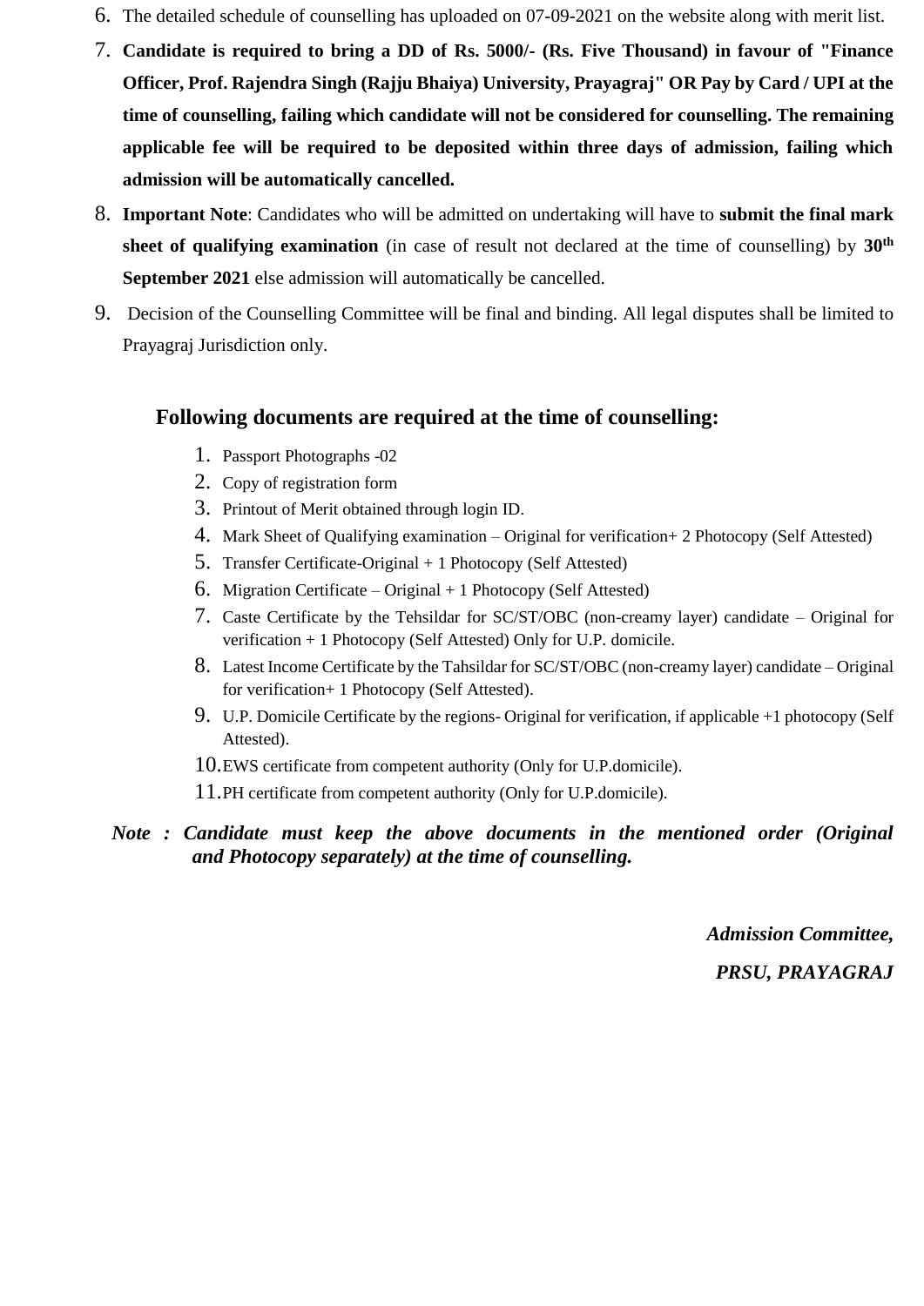6. The detailed schedule of counselling has uploaded on 07-09-2021 on the website along with merit list.
7. **Candidate is required to bring a DD of Rs. 5000/- (Rs. Five Thousand) in favour of "Finance Officer, Prof. Rajendra Singh (Rajju Bhaiya) University, Prayagraj" OR Pay by Card / UPI at the time of counselling, failing which candidate will not be considered for counselling. The remaining applicable fee will be required to be deposited within three days of admission, failing which admission will be automatically cancelled.**
8. **Important Note**: Candidates who will be admitted on undertaking will have to **submit the final mark sheet of qualifying examination** (in case of result not declared at the time of counselling) by **30th September 2021** else admission will automatically be cancelled.
9. Decision of the Counselling Committee will be final and binding. All legal disputes shall be limited to Prayagraj Jurisdiction only.

## Following documents are required at the time of counselling:

1. Passport Photographs -02
2. Copy of registration form
3. Printout of Merit obtained through login ID.
4. Mark Sheet of Qualifying examination – Original for verification+ 2 Photocopy (Self Attested)
5. Transfer Certificate-Original + 1 Photocopy (Self Attested)
6. Migration Certificate – Original + 1 Photocopy (Self Attested)
7. Caste Certificate by the Tehsildar for SC/ST/OBC (non-creamy layer) candidate – Original for verification + 1 Photocopy (Self Attested) Only for U.P. domicile.
8. Latest Income Certificate by the Tahsildar for SC/ST/OBC (non-creamy layer) candidate – Original for verification+ 1 Photocopy (Self Attested).
9. U.P. Domicile Certificate by the regions- Original for verification, if applicable +1 photocopy (Self Attested).
10. EWS certificate from competent authority (Only for U.P.domicile).
11. PH certificate from competent authority (Only for U.P.domicile).

***Note : Candidate must keep the above documents in the mentioned order (Original and Photocopy separately) at the time of counselling.***

***Admission Committee,***

***PRSU, PRAYAGRAJ***